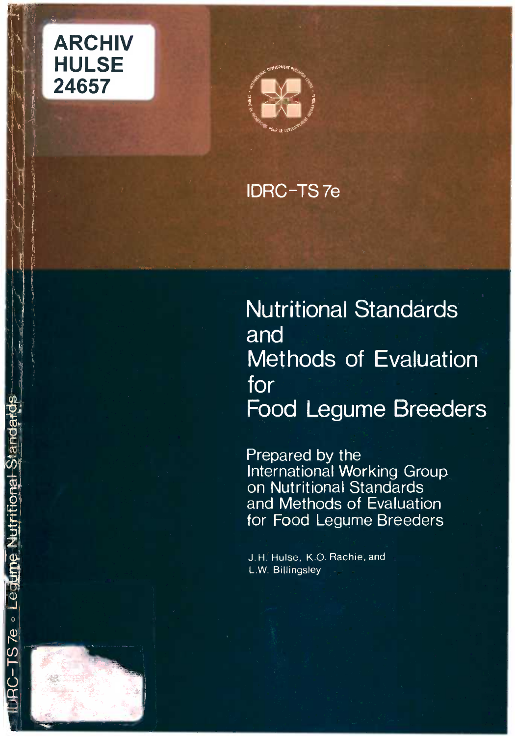ARCHIV
HULSE
24657

IDRC-TS 7e

# Nutritional Standards and Methods of Evaluation for Food Legume Breeders

Prepared by the International Working Group on Nutritional Standards and Methods of Evaluation for Food Legume Breeders

J.H. Hulse, K.O. Rachie, and L.W. Billingsley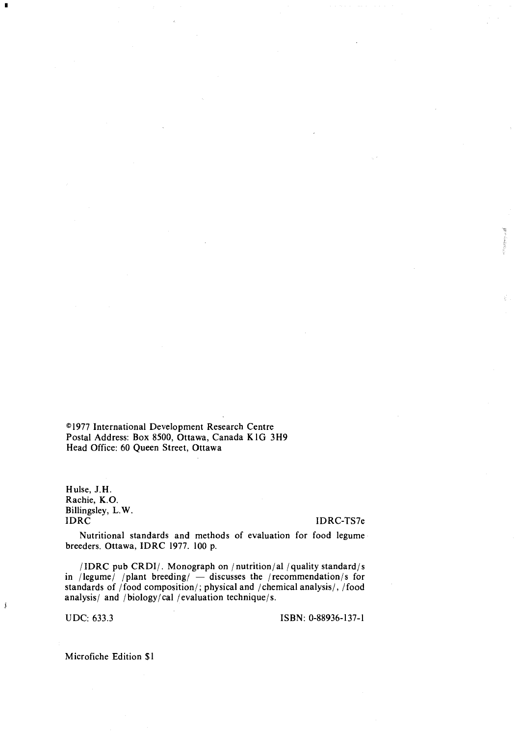©1977 International Development Research Centre
Postal Address: Box 8500, Ottawa, Canada K1G 3H9
Head Office: 60 Queen Street, Ottawa

Hulse, J.H.
Rachie, K.O.
Billingsley, L.W.
IDRC IDRC-TS7e

Nutritional standards and methods of evaluation for food legume breeders. Ottawa, IDRC 1977. 100 p.

/IDRC pub CRDI/. Monograph on /nutrition/al /quality standard/s in /legume/ /plant breeding/ — discusses the /recommendation/s for standards of /food composition/; physical and /chemical analysis/, /food analysis/ and /biology/cal /evaluation technique/s.

UDC: 633.3 ISBN: 0-88936-137-1

Microfiche Edition $1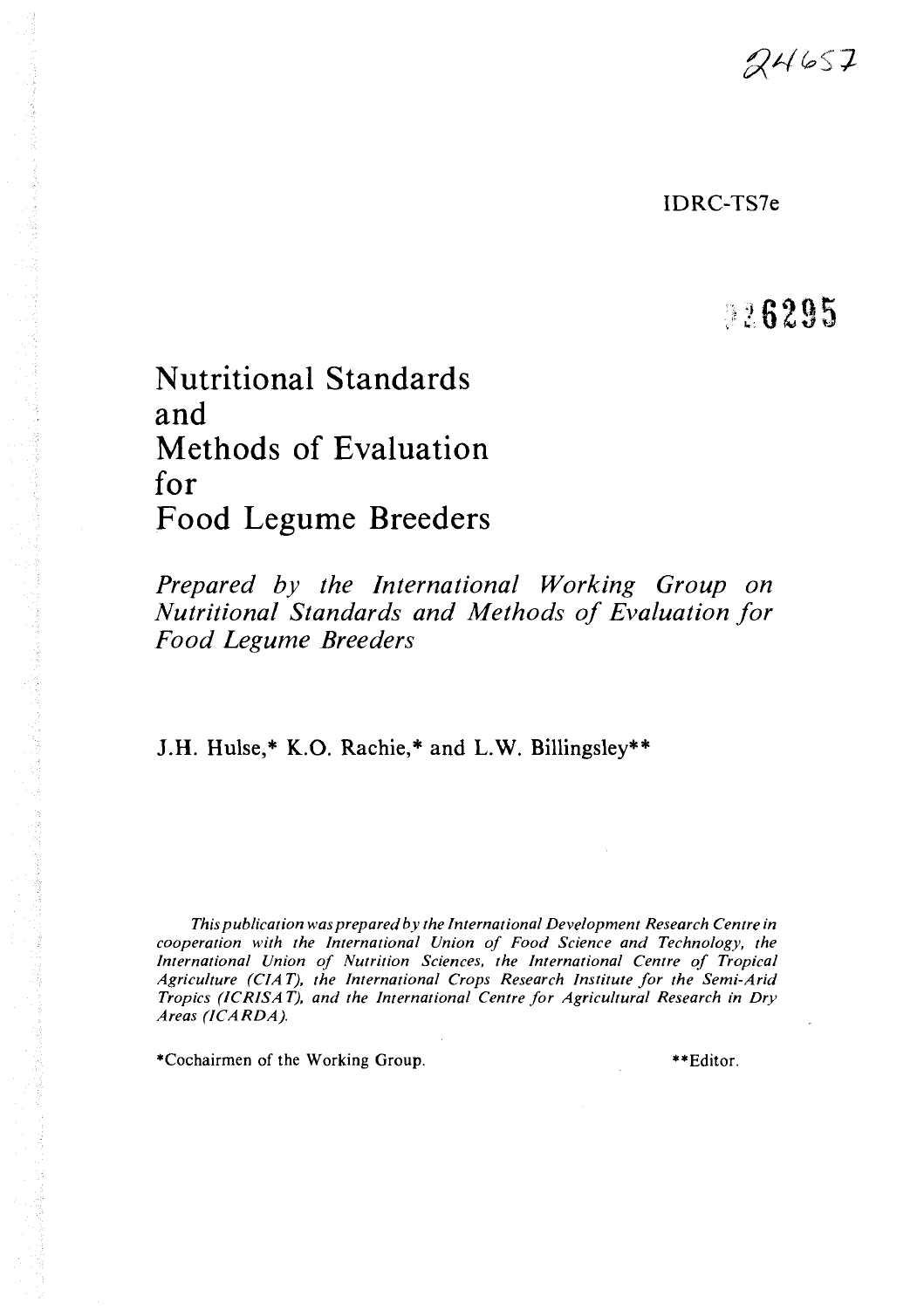24657

IDRC-TS7e

26295

# Nutritional Standards and Methods of Evaluation for Food Legume Breeders

*Prepared by the International Working Group on Nutritional Standards and Methods of Evaluation for Food Legume Breeders*

J.H. Hulse,* K.O. Rachie,* and L.W. Billingsley**

*This publication was prepared by the International Development Research Centre in cooperation with the International Union of Food Science and Technology, the International Union of Nutrition Sciences, the International Centre of Tropical Agriculture (CIAT), the International Crops Research Institute for the Semi-Arid Tropics (ICRISAT), and the International Centre for Agricultural Research in Dry Areas (ICARDA).*

*Cochairmen of the Working Group.

**Editor.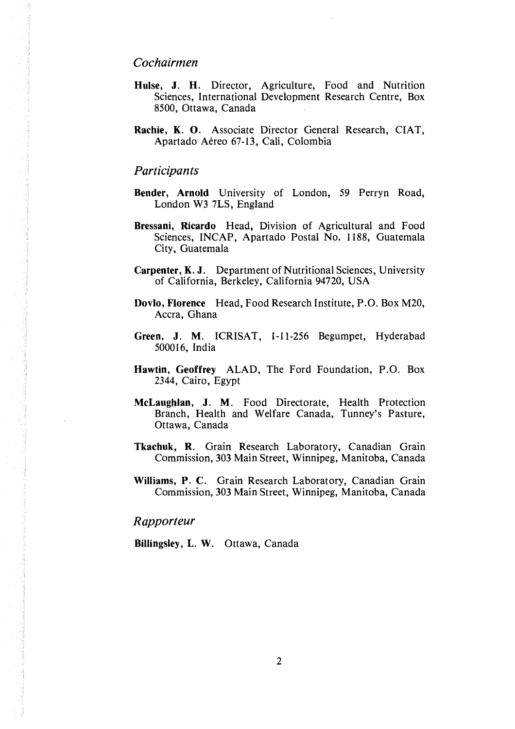## *Cochairmen*

**Hulse, J. H.** Director, Agriculture, Food and Nutrition Sciences, International Development Research Centre, Box 8500, Ottawa, Canada

**Rachie, K. O.** Associate Director General Research, CIAT, Apartado Aéreo 67-13, Cali, Colombia

## *Participants*

**Bender, Arnold** University of London, 59 Perryn Road, London W3 7LS, England

**Bressani, Ricardo** Head, Division of Agricultural and Food Sciences, INCAP, Apartado Postal No. 1188, Guatemala City, Guatemala

**Carpenter, K. J.** Department of Nutritional Sciences, University of California, Berkeley, California 94720, USA

**Dovlo, Florence** Head, Food Research Institute, P.O. Box M20, Accra, Ghana

**Green, J. M.** ICRISAT, 1-11-256 Begumpet, Hyderabad 500016, India

**Hawtin, Geoffrey** ALAD, The Ford Foundation, P.O. Box 2344, Cairo, Egypt

**McLaughlan, J. M.** Food Directorate, Health Protection Branch, Health and Welfare Canada, Tunney's Pasture, Ottawa, Canada

**Tkachuk, R.** Grain Research Laboratory, Canadian Grain Commission, 303 Main Street, Winnipeg, Manitoba, Canada

**Williams, P. C.** Grain Research Laboratory, Canadian Grain Commission, 303 Main Street, Winnipeg, Manitoba, Canada

## *Rapporteur*

**Billingsley, L. W.** Ottawa, Canada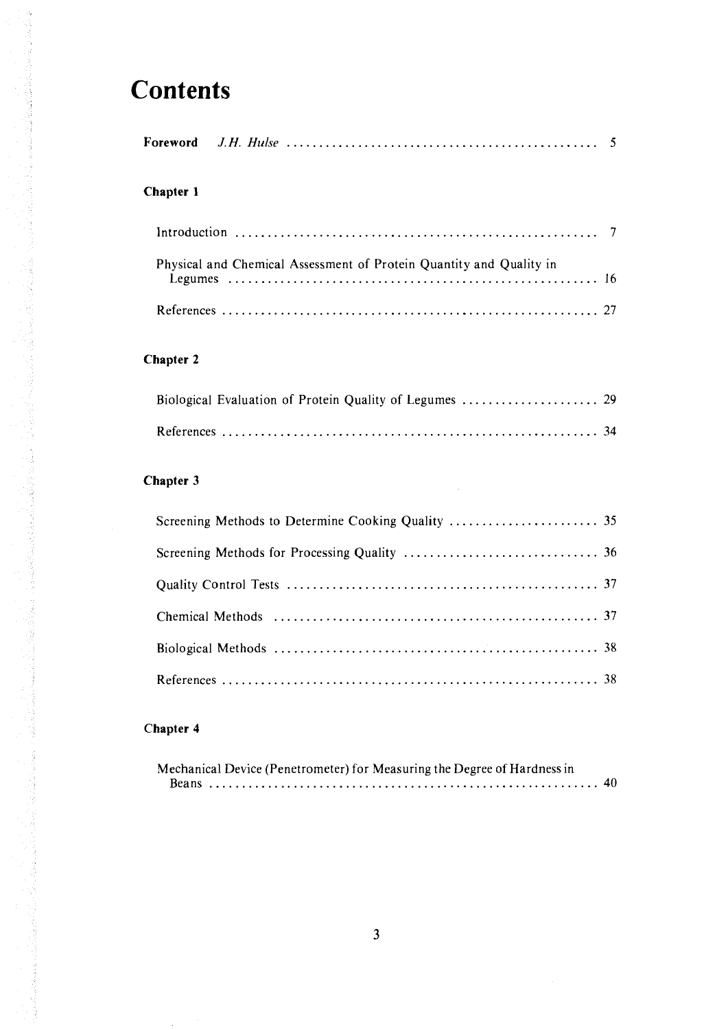# Contents

**Foreword** *J.H. Hulse* ............................................... 5

**Chapter 1**

Introduction ........................................................ 7

Physical and Chemical Assessment of Protein Quantity and Quality in Legumes ........................................................ 16

References .......................................................... 27

**Chapter 2**

Biological Evaluation of Protein Quality of Legumes ..................... 29

References .......................................................... 34

**Chapter 3**

Screening Methods to Determine Cooking Quality ....................... 35

Screening Methods for Processing Quality .............................. 36

Quality Control Tests ................................................ 37

Chemical Methods .................................................. 37

Biological Methods .................................................. 38

References .......................................................... 38

**Chapter 4**

Mechanical Device (Penetrometer) for Measuring the Degree of Hardness in Beans ............................................................ 40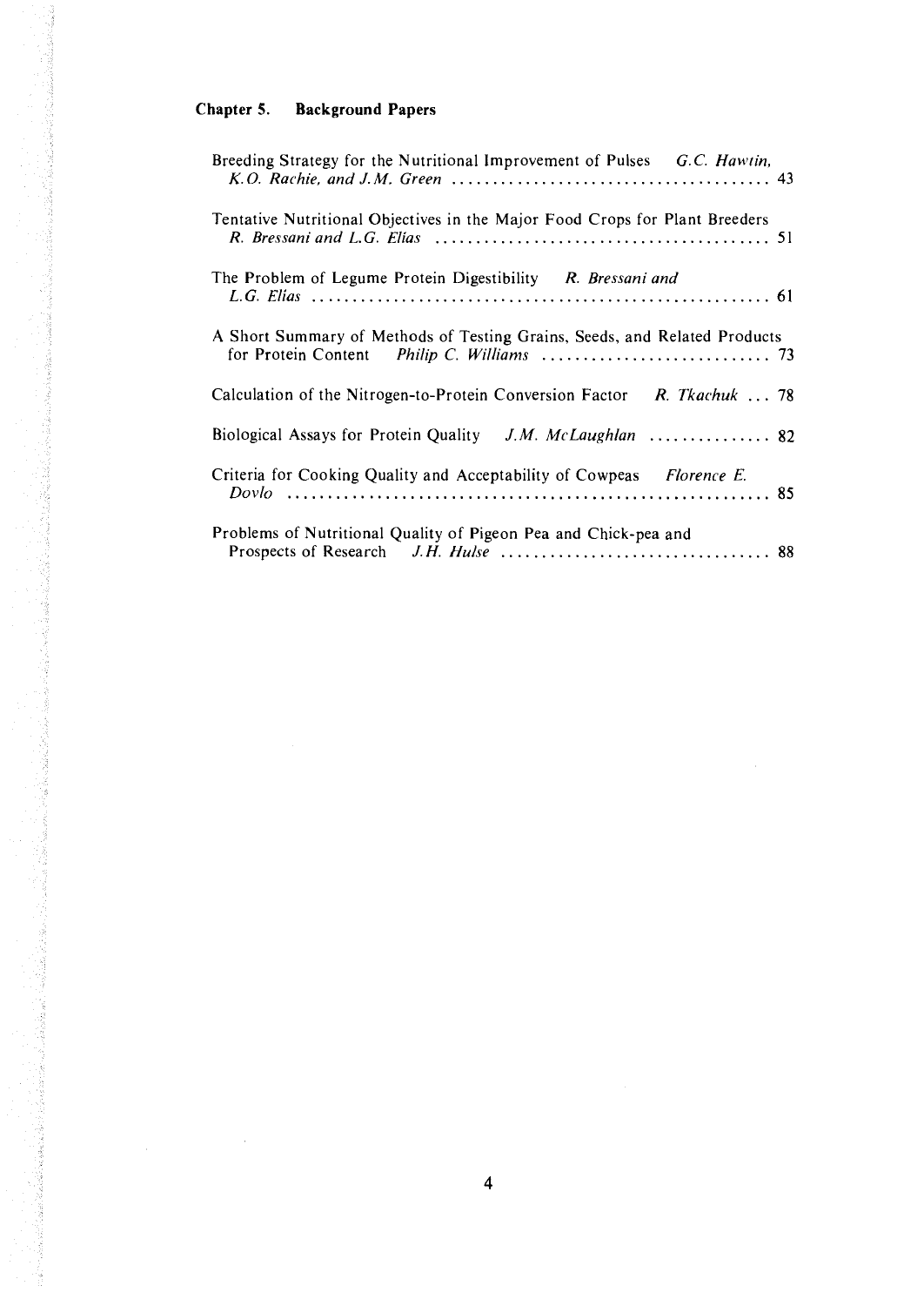## Chapter 5. Background Papers

Breeding Strategy for the Nutritional Improvement of Pulses *G.C. Hawtin, K.O. Rachie, and J.M. Green* ....................................... 43

Tentative Nutritional Objectives in the Major Food Crops for Plant Breeders *R. Bressani and L.G. Elías* ....................................... 51

The Problem of Legume Protein Digestibility *R. Bressani and L.G. Elías* ....................................... 61

A Short Summary of Methods of Testing Grains, Seeds, and Related Products for Protein Content *Philip C. Williams* ....................................... 73

Calculation of the Nitrogen-to-Protein Conversion Factor *R. Tkachuk* ... 78

Biological Assays for Protein Quality *J.M. McLaughlan* ............... 82

Criteria for Cooking Quality and Acceptability of Cowpeas *Florence E. Dovlo* ....................................... 85

Problems of Nutritional Quality of Pigeon Pea and Chick-pea and Prospects of Research *J.H. Hulse* ....................................... 88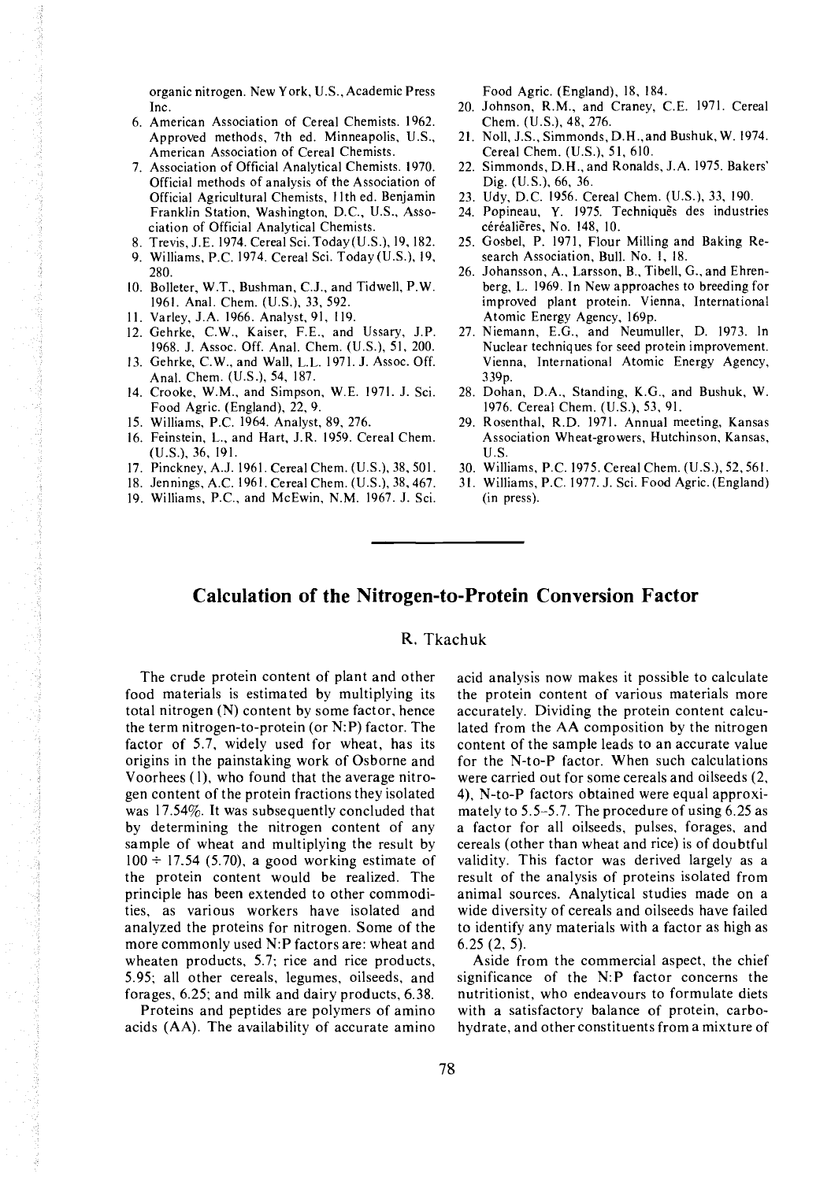organic nitrogen. New York, U.S., Academic Press Inc.

6. American Association of Cereal Chemists. 1962. Approved methods, 7th ed. Minneapolis, U.S., American Association of Cereal Chemists.
7. Association of Official Analytical Chemists. 1970. Official methods of analysis of the Association of Official Agricultural Chemists, 11th ed. Benjamin Franklin Station, Washington, D.C., U.S., Association of Official Analytical Chemists.
8. Trevis, J.E. 1974. Cereal Sci. Today (U.S.), 19, 182.
9. Williams, P.C. 1974. Cereal Sci. Today (U.S.), 19, 280.
10. Bolleter, W.T., Bushman, C.J., and Tidwell, P.W. 1961. Anal. Chem. (U.S.), 33, 592.
11. Varley, J.A. 1966. Analyst, 91, 119.
12. Gehrke, C.W., Kaiser, F.E., and Ussary, J.P. 1968. J. Assoc. Off. Anal. Chem. (U.S.), 51, 200.
13. Gehrke, C.W., and Wall, L.L. 1971. J. Assoc. Off. Anal. Chem. (U.S.), 54, 187.
14. Crooke, W.M., and Simpson, W.E. 1971. J. Sci. Food Agric. (England), 22, 9.
15. Williams, P.C. 1964. Analyst, 89, 276.
16. Feinstein, L., and Hart, J.R. 1959. Cereal Chem. (U.S.), 36, 191.
17. Pinckney, A.J. 1961. Cereal Chem. (U.S.), 38, 501.
18. Jennings, A.C. 1961. Cereal Chem. (U.S.), 38, 467.
19. Williams, P.C., and McEwin, N.M. 1967. J. Sci. Food Agric. (England), 18, 184.
20. Johnson, R.M., and Craney, C.E. 1971. Cereal Chem. (U.S.), 48, 276.
21. Noll, J.S., Simmonds, D.H., and Bushuk, W. 1974. Cereal Chem. (U.S.), 51, 610.
22. Simmonds, D.H., and Ronalds, J.A. 1975. Bakers' Dig. (U.S.), 66, 36.
23. Udy, D.C. 1956. Cereal Chem. (U.S.), 33, 190.
24. Popineau, Y. 1975. Techniques des industries céréalières, No. 148, 10.
25. Gosbel, P. 1971, Flour Milling and Baking Research Association, Bull. No. 1, 18.
26. Johansson, A., Larsson, B., Tibell, G., and Ehrenberg, L. 1969. In New approaches to breeding for improved plant protein. Vienna, International Atomic Energy Agency, 169p.
27. Niemann, E.G., and Neumuller, D. 1973. In Nuclear techniques for seed protein improvement. Vienna, International Atomic Energy Agency, 339p.
28. Dohan, D.A., Standing, K.G., and Bushuk, W. 1976. Cereal Chem. (U.S.), 53, 91.
29. Rosenthal, R.D. 1971. Annual meeting, Kansas Association Wheat-growers, Hutchinson, Kansas, U.S.
30. Williams, P.C. 1975. Cereal Chem. (U.S.), 52, 561.
31. Williams, P.C. 1977. J. Sci. Food Agric. (England) (in press).

## Calculation of the Nitrogen-to-Protein Conversion Factor

R. Tkachuk

The crude protein content of plant and other food materials is estimated by multiplying its total nitrogen (N) content by some factor, hence the term nitrogen-to-protein (or N:P) factor. The factor of 5.7, widely used for wheat, has its origins in the painstaking work of Osborne and Voorhees (1), who found that the average nitrogen content of the protein fractions they isolated was 17.54%. It was subsequently concluded that by determining the nitrogen content of any sample of wheat and multiplying the result by $100 \div 17.54$ (5.70), a good working estimate of the protein content would be realized. The principle has been extended to other commodities, as various workers have isolated and analyzed the proteins for nitrogen. Some of the more commonly used N:P factors are: wheat and wheaten products, 5.7; rice and rice products, 5.95; all other cereals, legumes, oilseeds, and forages, 6.25; and milk and dairy products, 6.38.

Proteins and peptides are polymers of amino acids (AA). The availability of accurate amino acid analysis now makes it possible to calculate the protein content of various materials more accurately. Dividing the protein content calculated from the AA composition by the nitrogen content of the sample leads to an accurate value for the N-to-P factor. When such calculations were carried out for some cereals and oilseeds (2, 4), N-to-P factors obtained were equal approximately to 5.5–5.7. The procedure of using 6.25 as a factor for all oilseeds, pulses, forages, and cereals (other than wheat and rice) is of doubtful validity. This factor was derived largely as a result of the analysis of proteins isolated from animal sources. Analytical studies made on a wide diversity of cereals and oilseeds have failed to identify any materials with a factor as high as 6.25 (2, 5).

Aside from the commercial aspect, the chief significance of the N:P factor concerns the nutritionist, who endeavours to formulate diets with a satisfactory balance of protein, carbohydrate, and other constituents from a mixture of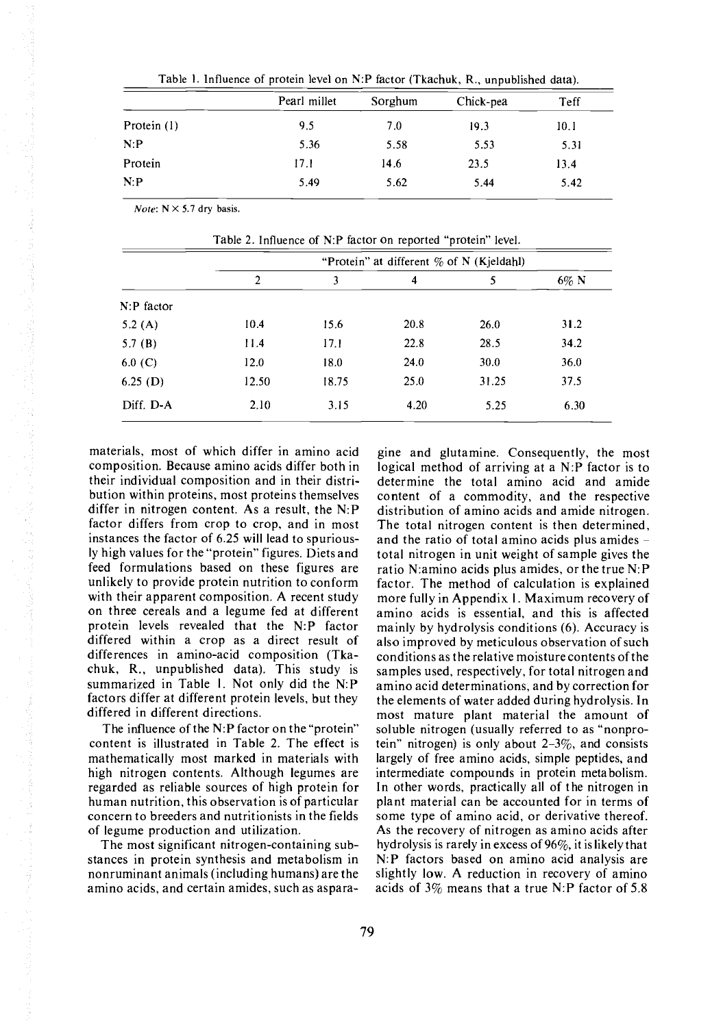Table 1. Influence of protein level on N:P factor (Tkachuk, R., unpublished data).

| | Pearl millet | Sorghum | Chick-pea | Teff |
|---|---|---|---|---|
| Protein (1) | 9.5 | 7.0 | 19.3 | 10.1 |
| N:P | 5.36 | 5.58 | 5.53 | 5.31 |
| Protein | 17.1 | 14.6 | 23.5 | 13.4 |
| N:P | 5.49 | 5.62 | 5.44 | 5.42 |

*Note*: N × 5.7 dry basis.

Table 2. Influence of N:P factor on reported "protein" level.

| | "Protein" at different % of N (Kjeldahl) | | | | |
|---|---|---|---|---|---|
| | 2 | 3 | 4 | 5 | 6% N |
| N:P factor | | | | | |
| 5.2 (A) | 10.4 | 15.6 | 20.8 | 26.0 | 31.2 |
| 5.7 (B) | 11.4 | 17.1 | 22.8 | 28.5 | 34.2 |
| 6.0 (C) | 12.0 | 18.0 | 24.0 | 30.0 | 36.0 |
| 6.25 (D) | 12.50 | 18.75 | 25.0 | 31.25 | 37.5 |
| Diff. D-A | 2.10 | 3.15 | 4.20 | 5.25 | 6.30 |

materials, most of which differ in amino acid composition. Because amino acids differ both in their individual composition and in their distribution within proteins, most proteins themselves differ in nitrogen content. As a result, the N:P factor differs from crop to crop, and in most instances the factor of 6.25 will lead to spuriously high values for the "protein" figures. Diets and feed formulations based on these figures are unlikely to provide protein nutrition to conform with their apparent composition. A recent study on three cereals and a legume fed at different protein levels revealed that the N:P factor differed within a crop as a direct result of differences in amino-acid composition (Tkachuk, R., unpublished data). This study is summarized in Table 1. Not only did the N:P factors differ at different protein levels, but they differed in different directions.

The influence of the N:P factor on the "protein" content is illustrated in Table 2. The effect is mathematically most marked in materials with high nitrogen contents. Although legumes are regarded as reliable sources of high protein for human nutrition, this observation is of particular concern to breeders and nutritionists in the fields of legume production and utilization.

The most significant nitrogen-containing substances in protein synthesis and metabolism in nonruminant animals (including humans) are the amino acids, and certain amides, such as asparagine and glutamine. Consequently, the most logical method of arriving at a N:P factor is to determine the total amino acid and amide content of a commodity, and the respective distribution of amino acids and amide nitrogen. The total nitrogen content is then determined, and the ratio of total amino acids plus amides – total nitrogen in unit weight of sample gives the ratio N:amino acids plus amides, or the true N:P factor. The method of calculation is explained more fully in Appendix 1. Maximum recovery of amino acids is essential, and this is affected mainly by hydrolysis conditions (6). Accuracy is also improved by meticulous observation of such conditions as the relative moisture contents of the samples used, respectively, for total nitrogen and amino acid determinations, and by correction for the elements of water added during hydrolysis. In most mature plant material the amount of soluble nitrogen (usually referred to as "nonprotein" nitrogen) is only about 2–3%, and consists largely of free amino acids, simple peptides, and intermediate compounds in protein metabolism. In other words, practically all of the nitrogen in plant material can be accounted for in terms of some type of amino acid, or derivative thereof. As the recovery of nitrogen as amino acids after hydrolysis is rarely in excess of 96%, it is likely that N:P factors based on amino acid analysis are slightly low. A reduction in recovery of amino acids of 3% means that a true N:P factor of 5.8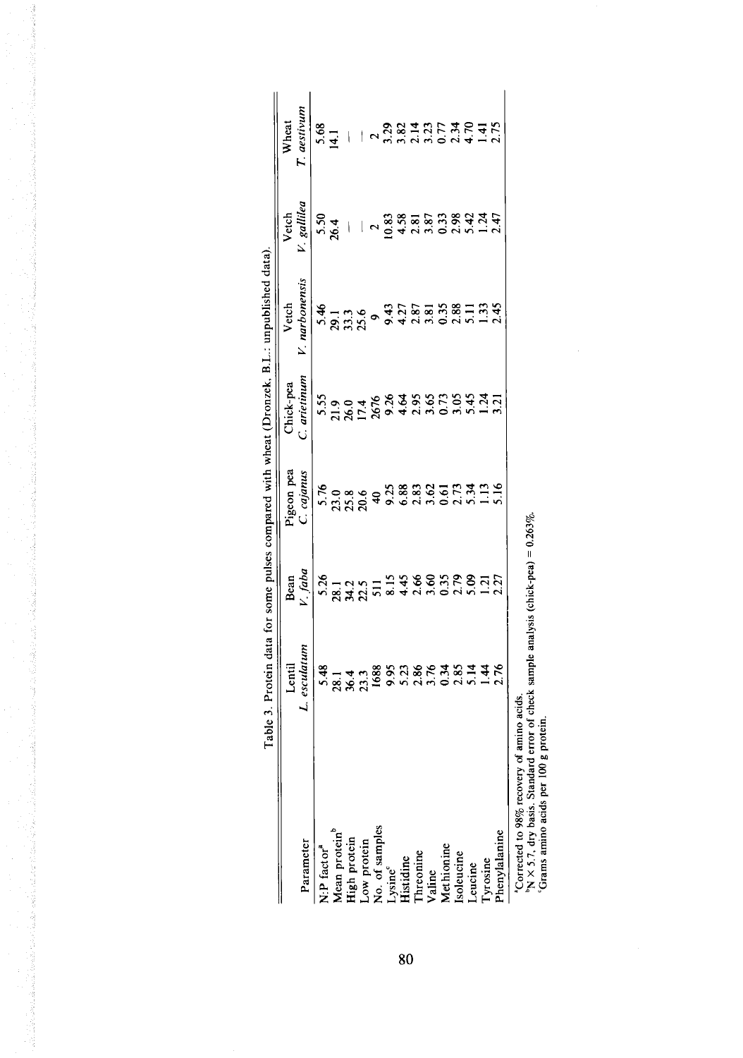Table 3. Protein data for some pulses compared with wheat (Dronzek, B.L.: unpublished data).

| Parameter | Lentil *L. esculatum* | Bean *V. faba* | Pigeon pea *C. cajanus* | Chick-pea *C. arietinum* | Vetch *V. narbonensis* | Vetch *V. gallilea* | Wheat *T. aestivum* |
|---|---|---|---|---|---|---|---|
| N:P factor[a] | 5.48 | 5.26 | 5.76 | 5.55 | 5.46 | 5.50 | 5.68 |
| Mean protein[b] | 28.1 | 28.1 | 23.0 | 21.9 | 29.1 | 26.4 | 14.1 |
| High protein | 36.4 | 34.2 | 25.8 | 26.0 | 33.3 | — | — |
| Low protein | 23.3 | 22.5 | 20.6 | 17.4 | 25.6 | — | — |
| No. of samples | 1688 | 511 | 40 | 2676 | 9 | 2 | 2 |
| Lysine[c] | 9.95 | 8.15 | 9.25 | 9.26 | 9.43 | 10.83 | 3.29 |
| Histidine | 5.23 | 4.45 | 6.88 | 4.64 | 4.27 | 4.58 | 3.82 |
| Threonine | 2.86 | 2.66 | 2.83 | 2.95 | 2.87 | 2.81 | 2.14 |
| Valine | 3.76 | 3.60 | 3.62 | 3.65 | 3.81 | 3.87 | 3.23 |
| Methionine | 0.34 | 0.35 | 0.61 | 0.73 | 0.35 | 0.33 | 0.77 |
| Isoleucine | 2.85 | 2.79 | 2.73 | 3.05 | 2.88 | 2.98 | 2.34 |
| Leucine | 5.14 | 5.09 | 5.34 | 5.45 | 5.11 | 5.42 | 4.70 |
| Tyrosine | 1.44 | 1.21 | 1.13 | 1.24 | 1.33 | 1.24 | 1.41 |
| Phenylalanine | 2.76 | 2.27 | 5.16 | 3.21 | 2.45 | 2.47 | 2.75 |

[a]Corrected to 98% recovery of amino acids.
[b]N × 5.7, dry basis. Standard error of check sample analysis (chick-pea) = 0.263%.
[c]Grams amino acids per 100 g protein.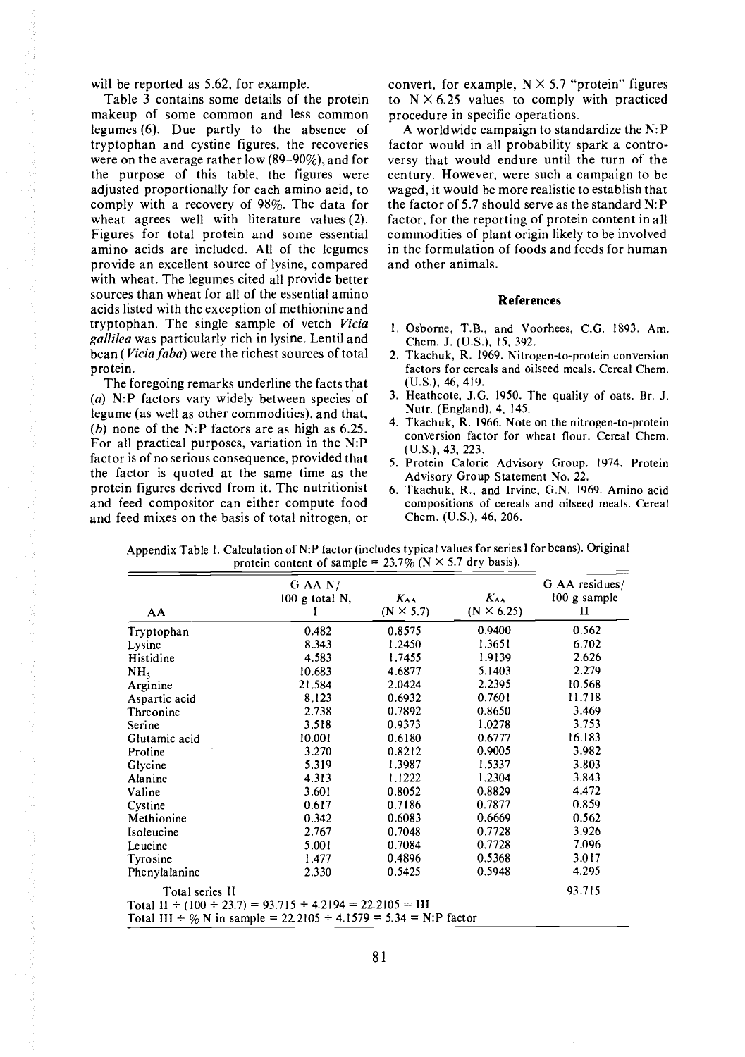will be reported as 5.62, for example.

Table 3 contains some details of the protein makeup of some common and less common legumes (6). Due partly to the absence of tryptophan and cystine figures, the recoveries were on the average rather low (89–90%), and for the purpose of this table, the figures were adjusted proportionally for each amino acid, to comply with a recovery of 98%. The data for wheat agrees well with literature values (2). Figures for total protein and some essential amino acids are included. All of the legumes provide an excellent source of lysine, compared with wheat. The legumes cited all provide better sources than wheat for all of the essential amino acids listed with the exception of methionine and tryptophan. The single sample of vetch *Vicia gallilea* was particularly rich in lysine. Lentil and bean (*Vicia faba*) were the richest sources of total protein.

The foregoing remarks underline the facts that (*a*) N:P factors vary widely between species of legume (as well as other commodities), and that, (*b*) none of the N:P factors are as high as 6.25. For all practical purposes, variation in the N:P factor is of no serious consequence, provided that the factor is quoted at the same time as the protein figures derived from it. The nutritionist and feed compositor can either compute food and feed mixes on the basis of total nitrogen, or convert, for example, N × 5.7 "protein" figures to N × 6.25 values to comply with practiced procedure in specific operations.

A worldwide campaign to standardize the N:P factor would in all probability spark a controversy that would endure until the turn of the century. However, were such a campaign to be waged, it would be more realistic to establish that the factor of 5.7 should serve as the standard N:P factor, for the reporting of protein content in all commodities of plant origin likely to be involved in the formulation of foods and feeds for human and other animals.

## References

1. Osborne, T.B., and Voorhees, C.G. 1893. Am. Chem. J. (U.S.), 15, 392.
2. Tkachuk, R. 1969. Nitrogen-to-protein conversion factors for cereals and oilseed meals. Cereal Chem. (U.S.), 46, 419.
3. Heathcote, J.G. 1950. The quality of oats. Br. J. Nutr. (England), 4, 145.
4. Tkachuk, R. 1966. Note on the nitrogen-to-protein conversion factor for wheat flour. Cereal Chem. (U.S.), 43, 223.
5. Protein Calorie Advisory Group. 1974. Protein Advisory Group Statement No. 22.
6. Tkachuk, R., and Irvine, G.N. 1969. Amino acid compositions of cereals and oilseed meals. Cereal Chem. (U.S.), 46, 206.

Appendix Table 1. Calculation of N:P factor (includes typical values for series I for beans). Original protein content of sample = 23.7% (N × 5.7 dry basis).

| AA | G AA N/ 100 g total N, I | $K_{AA}$ (N × 5.7) | $K_{AA}$ (N × 6.25) | G AA residues/ 100 g sample II |
|---|---|---|---|---|
| Tryptophan | 0.482 | 0.8575 | 0.9400 | 0.562 |
| Lysine | 8.343 | 1.2450 | 1.3651 | 6.702 |
| Histidine | 4.583 | 1.7455 | 1.9139 | 2.626 |
| $NH_3$ | 10.683 | 4.6877 | 5.1403 | 2.279 |
| Arginine | 21.584 | 2.0424 | 2.2395 | 10.568 |
| Aspartic acid | 8.123 | 0.6932 | 0.7601 | 11.718 |
| Threonine | 2.738 | 0.7892 | 0.8650 | 3.469 |
| Serine | 3.518 | 0.9373 | 1.0278 | 3.753 |
| Glutamic acid | 10.001 | 0.6180 | 0.6777 | 16.183 |
| Proline | 3.270 | 0.8212 | 0.9005 | 3.982 |
| Glycine | 5.319 | 1.3987 | 1.5337 | 3.803 |
| Alanine | 4.313 | 1.1222 | 1.2304 | 3.843 |
| Valine | 3.601 | 0.8052 | 0.8829 | 4.472 |
| Cystine | 0.617 | 0.7186 | 0.7877 | 0.859 |
| Methionine | 0.342 | 0.6083 | 0.6669 | 0.562 |
| Isoleucine | 2.767 | 0.7048 | 0.7728 | 3.926 |
| Leucine | 5.001 | 0.7084 | 0.7728 | 7.096 |
| Tyrosine | 1.477 | 0.4896 | 0.5368 | 3.017 |
| Phenylalanine | 2.330 | 0.5425 | 0.5948 | 4.295 |
| Total series II | | | | 93.715 |

Total II ÷ (100 ÷ 23.7) = 93.715 ÷ 4.2194 = 22.2105 = III

Total III ÷ % N in sample = 22.2105 ÷ 4.1579 = 5.34 = N:P factor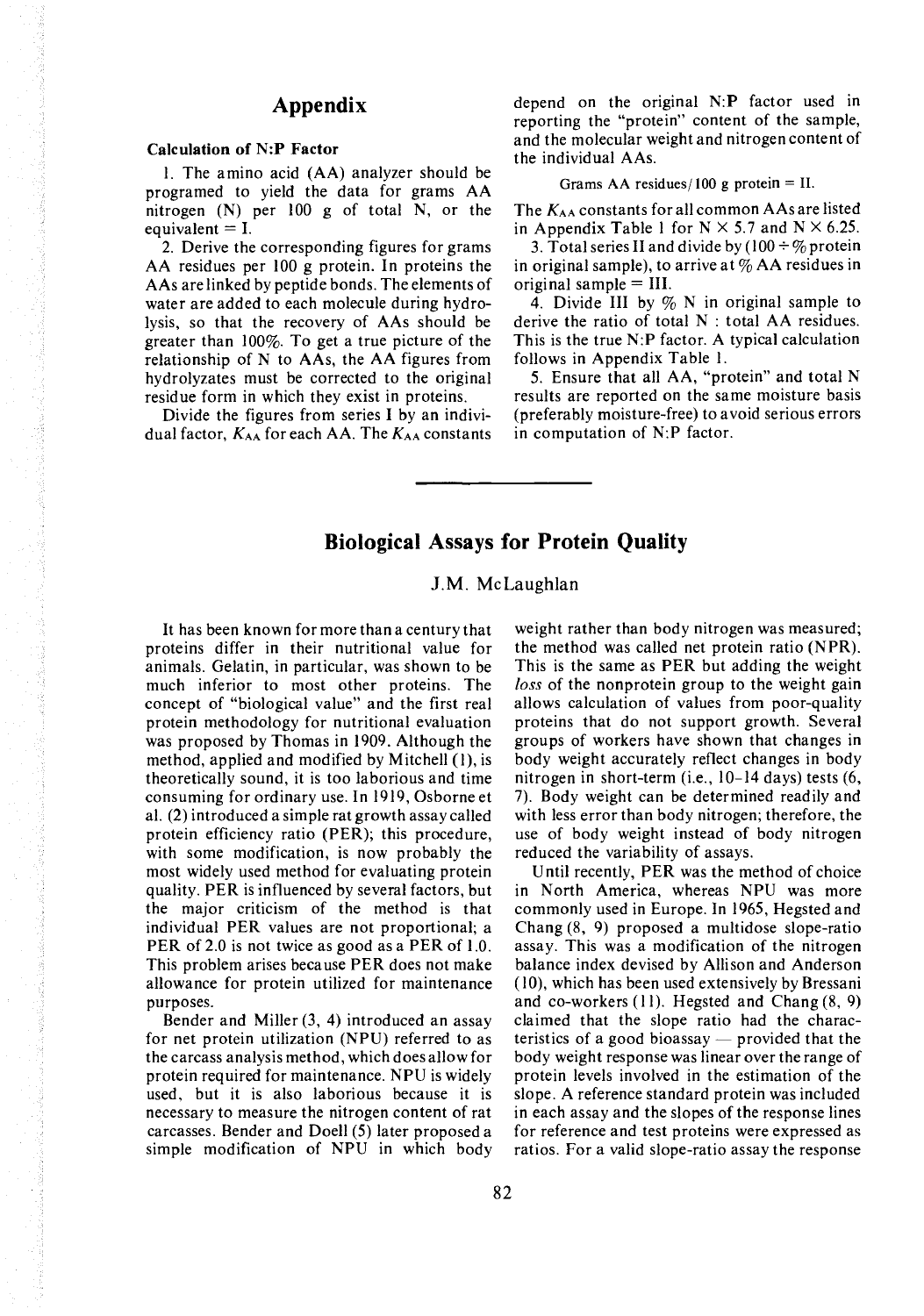## Appendix

### Calculation of N:P Factor

1. The amino acid (AA) analyzer should be programed to yield the data for grams AA nitrogen (N) per 100 g of total N, or the equivalent = I.

2. Derive the corresponding figures for grams AA residues per 100 g protein. In proteins the AAs are linked by peptide bonds. The elements of water are added to each molecule during hydrolysis, so that the recovery of AAs should be greater than 100%. To get a true picture of the relationship of N to AAs, the AA figures from hydrolyzates must be corrected to the original residue form in which they exist in proteins.

Divide the figures from series I by an individual factor, $K_{AA}$ for each AA. The $K_{AA}$ constants depend on the original N:P factor used in reporting the "protein" content of the sample, and the molecular weight and nitrogen content of the individual AAs.

Grams AA residues/100 g protein = II.

The $K_{AA}$ constants for all common AAs are listed in Appendix Table 1 for N × 5.7 and N × 6.25.

3. Total series II and divide by (100 ÷ % protein in original sample), to arrive at % AA residues in original sample = III.

4. Divide III by % N in original sample to derive the ratio of total N : total AA residues. This is the true N:P factor. A typical calculation follows in Appendix Table 1.

5. Ensure that all AA, "protein" and total N results are reported on the same moisture basis (preferably moisture-free) to avoid serious errors in computation of N:P factor.

---

# Biological Assays for Protein Quality

J.M. McLaughlan

It has been known for more than a century that proteins differ in their nutritional value for animals. Gelatin, in particular, was shown to be much inferior to most other proteins. The concept of "biological value" and the first real protein methodology for nutritional evaluation was proposed by Thomas in 1909. Although the method, applied and modified by Mitchell (1), is theoretically sound, it is too laborious and time consuming for ordinary use. In 1919, Osborne et al. (2) introduced a simple rat growth assay called protein efficiency ratio (PER); this procedure, with some modification, is now probably the most widely used method for evaluating protein quality. PER is influenced by several factors, but the major criticism of the method is that individual PER values are not proportional; a PER of 2.0 is not twice as good as a PER of 1.0. This problem arises because PER does not make allowance for protein utilized for maintenance purposes.

Bender and Miller (3, 4) introduced an assay for net protein utilization (NPU) referred to as the carcass analysis method, which does allow for protein required for maintenance. NPU is widely used, but it is also laborious because it is necessary to measure the nitrogen content of rat carcasses. Bender and Doell (5) later proposed a simple modification of NPU in which body weight rather than body nitrogen was measured; the method was called net protein ratio (NPR). This is the same as PER but adding the weight *loss* of the nonprotein group to the weight gain allows calculation of values from poor-quality proteins that do not support growth. Several groups of workers have shown that changes in body weight accurately reflect changes in body nitrogen in short-term (i.e., 10–14 days) tests (6, 7). Body weight can be determined readily and with less error than body nitrogen; therefore, the use of body weight instead of body nitrogen reduced the variability of assays.

Until recently, PER was the method of choice in North America, whereas NPU was more commonly used in Europe. In 1965, Hegsted and Chang (8, 9) proposed a multidose slope-ratio assay. This was a modification of the nitrogen balance index devised by Allison and Anderson (10), which has been used extensively by Bressani and co-workers (11). Hegsted and Chang (8, 9) claimed that the slope ratio had the characteristics of a good bioassay — provided that the body weight response was linear over the range of protein levels involved in the estimation of the slope. A reference standard protein was included in each assay and the slopes of the response lines for reference and test proteins were expressed as ratios. For a valid slope-ratio assay the response